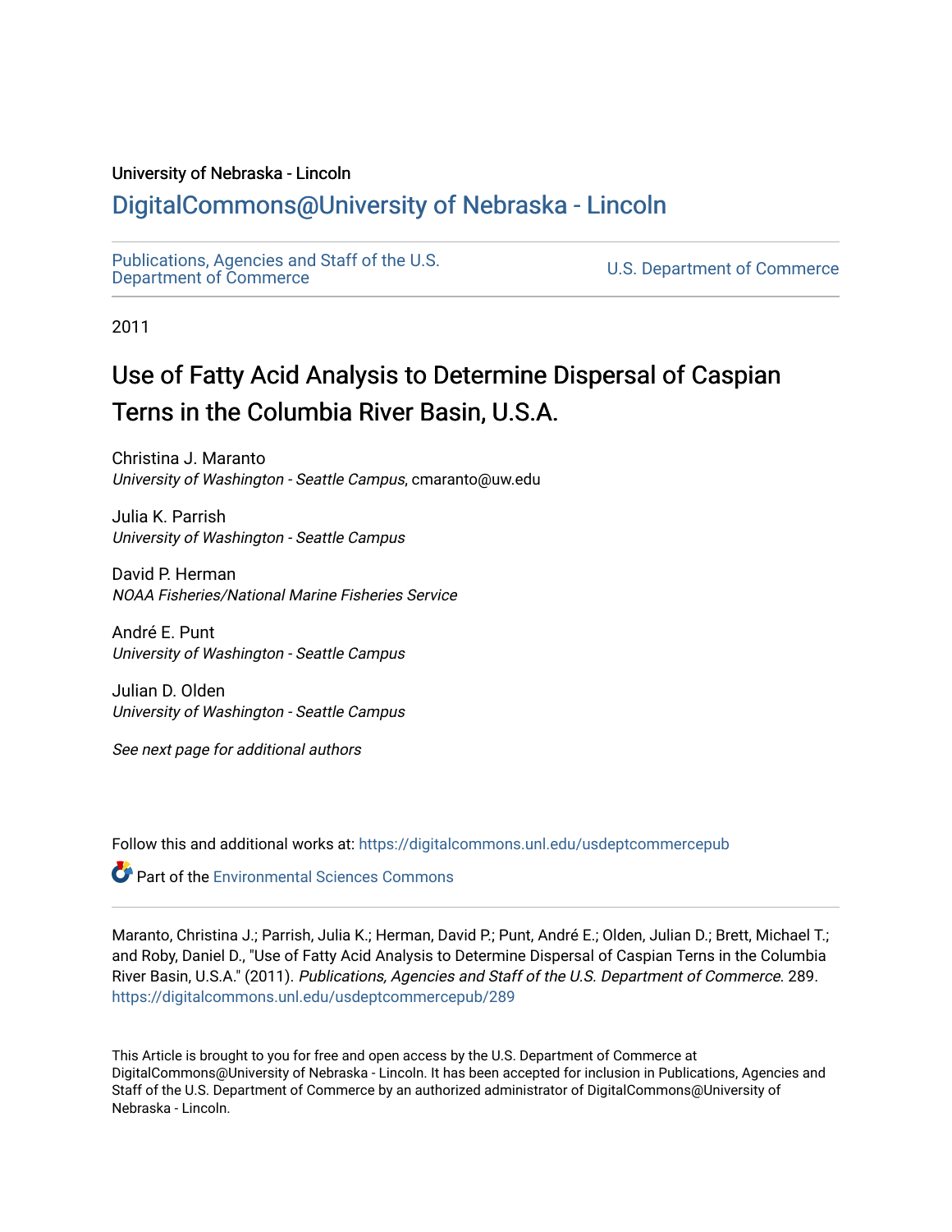University of Nebraska - Lincoln

## DigitalCommons@University of Nebraska - Lincoln

Publications, Agencies and Staff of the U.S. Department of Commerce

U.S. Department of Commerce

2011

# Use of Fatty Acid Analysis to Determine Dispersal of Caspian Terns in the Columbia River Basin, U.S.A.

Christina J. Maranto
*University of Washington - Seattle Campus*, cmaranto@uw.edu

Julia K. Parrish
*University of Washington - Seattle Campus*

David P. Herman
*NOAA Fisheries/National Marine Fisheries Service*

André E. Punt
*University of Washington - Seattle Campus*

Julian D. Olden
*University of Washington - Seattle Campus*

*See next page for additional authors*

Follow this and additional works at: https://digitalcommons.unl.edu/usdeptcommercepub

Part of the Environmental Sciences Commons

Maranto, Christina J.; Parrish, Julia K.; Herman, David P.; Punt, André E.; Olden, Julian D.; Brett, Michael T.; and Roby, Daniel D., "Use of Fatty Acid Analysis to Determine Dispersal of Caspian Terns in the Columbia River Basin, U.S.A." (2011). *Publications, Agencies and Staff of the U.S. Department of Commerce*. 289.
https://digitalcommons.unl.edu/usdeptcommercepub/289

This Article is brought to you for free and open access by the U.S. Department of Commerce at DigitalCommons@University of Nebraska - Lincoln. It has been accepted for inclusion in Publications, Agencies and Staff of the U.S. Department of Commerce by an authorized administrator of DigitalCommons@University of Nebraska - Lincoln.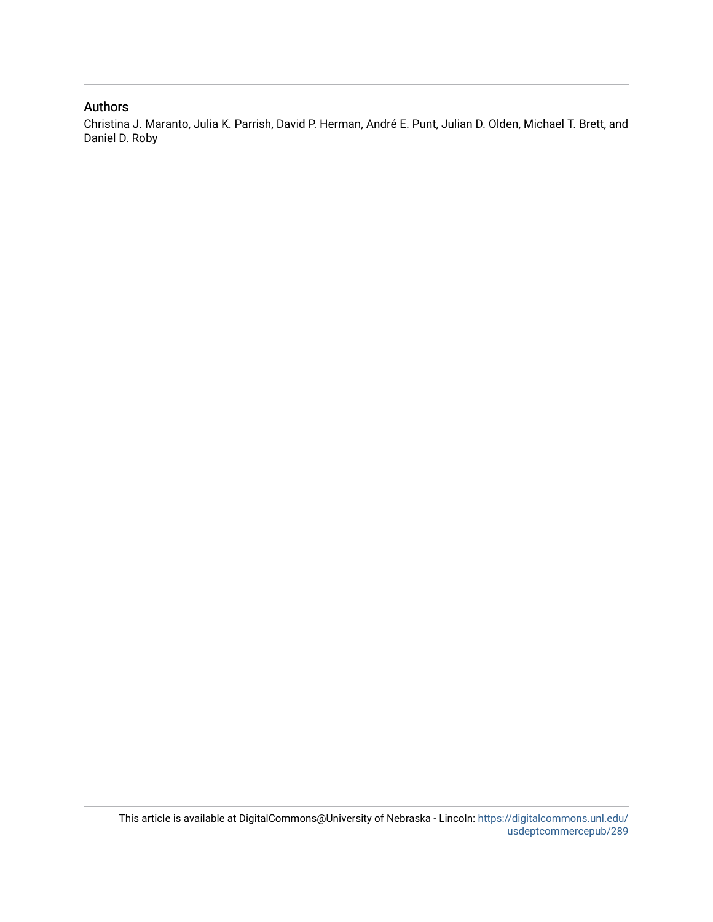## Authors

Christina J. Maranto, Julia K. Parrish, David P. Herman, André E. Punt, Julian D. Olden, Michael T. Brett, and Daniel D. Roby

This article is available at DigitalCommons@University of Nebraska - Lincoln: https://digitalcommons.unl.edu/usdeptcommercepub/289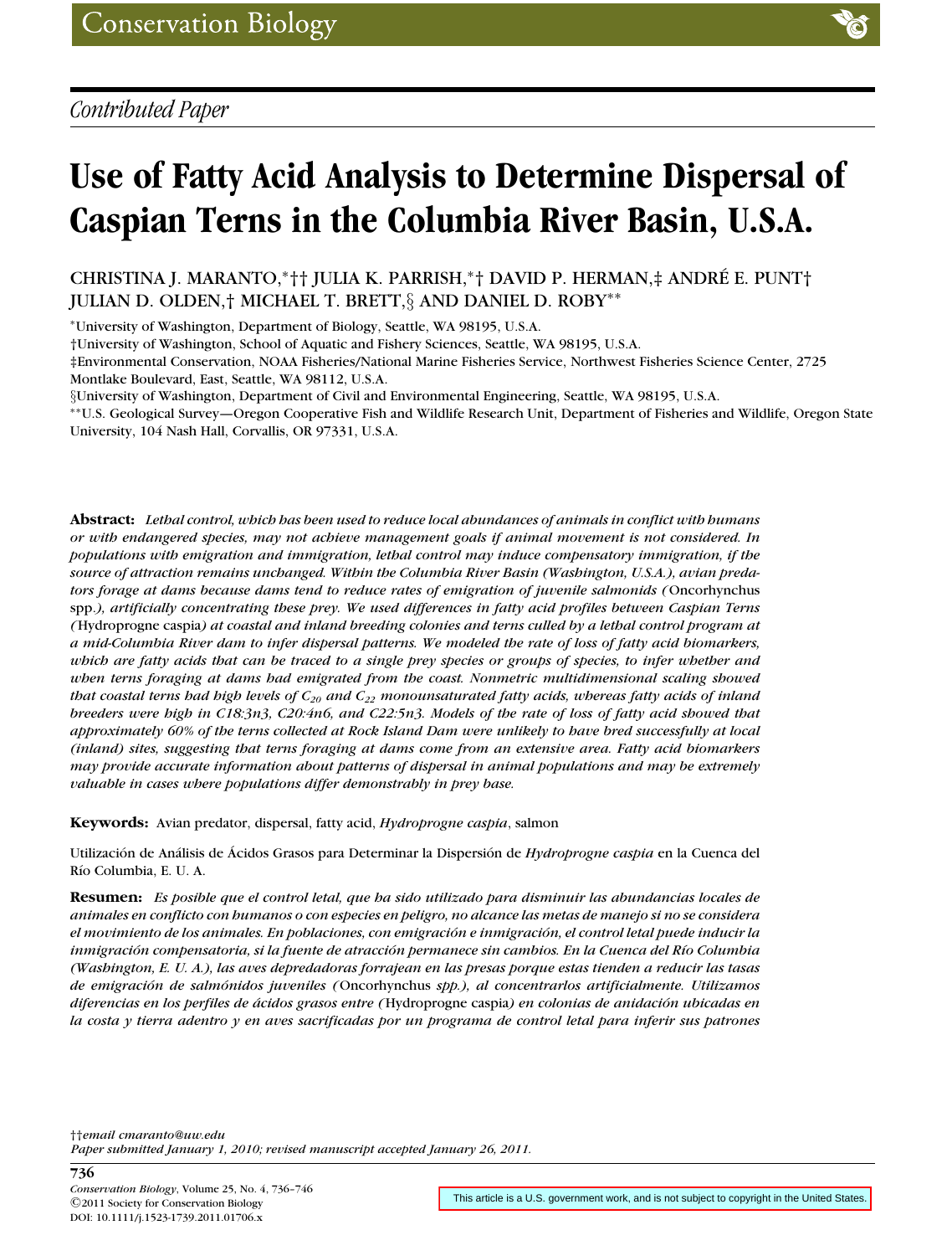*Contributed Paper*

# Use of Fatty Acid Analysis to Determine Dispersal of Caspian Terns in the Columbia River Basin, U.S.A.

CHRISTINA J. MARANTO,*†† JULIA K. PARRISH,*† DAVID P. HERMAN,‡ ANDRÉ E. PUNT† JULIAN D. OLDEN,† MICHAEL T. BRETT,§ AND DANIEL D. ROBY**

*University of Washington, Department of Biology, Seattle, WA 98195, U.S.A.

†University of Washington, School of Aquatic and Fishery Sciences, Seattle, WA 98195, U.S.A.

‡Environmental Conservation, NOAA Fisheries/National Marine Fisheries Service, Northwest Fisheries Science Center, 2725 Montlake Boulevard, East, Seattle, WA 98112, U.S.A.

§University of Washington, Department of Civil and Environmental Engineering, Seattle, WA 98195, U.S.A.

**U.S. Geological Survey—Oregon Cooperative Fish and Wildlife Research Unit, Department of Fisheries and Wildlife, Oregon State University, 104 Nash Hall, Corvallis, OR 97331, U.S.A.

**Abstract:** *Lethal control, which has been used to reduce local abundances of animals in conflict with humans or with endangered species, may not achieve management goals if animal movement is not considered. In populations with emigration and immigration, lethal control may induce compensatory immigration, if the source of attraction remains unchanged. Within the Columbia River Basin (Washington, U.S.A.), avian predators forage at dams because dams tend to reduce rates of emigration of juvenile salmonids (*Oncorhynchus *spp.), artificially concentrating these prey. We used differences in fatty acid profiles between Caspian Terns (*Hydroprogne caspia*) at coastal and inland breeding colonies and terns culled by a lethal control program at a mid-Columbia River dam to infer dispersal patterns. We modeled the rate of loss of fatty acid biomarkers, which are fatty acids that can be traced to a single prey species or groups of species, to infer whether and when terns foraging at dams had emigrated from the coast. Nonmetric multidimensional scaling showed that coastal terns had high levels of $C_{20}$ and $C_{22}$ monounsaturated fatty acids, whereas fatty acids of inland breeders were high in C18:3n3, C20:4n6, and C22:5n3. Models of the rate of loss of fatty acid showed that approximately 60% of the terns collected at Rock Island Dam were unlikely to have bred successfully at local (inland) sites, suggesting that terns foraging at dams come from an extensive area. Fatty acid biomarkers may provide accurate information about patterns of dispersal in animal populations and may be extremely valuable in cases where populations differ demonstrably in prey base.*

**Keywords:** Avian predator, dispersal, fatty acid, *Hydroprogne caspia*, salmon

Utilización de Análisis de Ácidos Grasos para Determinar la Dispersión de *Hydroprogne caspia* en la Cuenca del Río Columbia, E. U. A.

**Resumen:** *Es posible que el control letal, que ha sido utilizado para disminuir las abundancias locales de animales en conflicto con humanos o con especies en peligro, no alcance las metas de manejo si no se considera el movimiento de los animales. En poblaciones, con emigración e inmigración, el control letal puede inducir la inmigración compensatoria, si la fuente de atracción permanece sin cambios. En la Cuenca del Río Columbia (Washington, E. U. A.), las aves depredadoras forrajean en las presas porque estas tienden a reducir las tasas de emigración de salmónidos juveniles (*Oncorhynchus *spp.), al concentrarlos artificialmente. Utilizamos diferencias en los perfiles de ácidos grasos entre (*Hydroprogne caspia*) en colonias de anidación ubicadas en la costa y tierra adentro y en aves sacrificadas por un programa de control letal para inferir sus patrones*

††*email cmaranto@uw.edu*
*Paper submitted January 1, 2010; revised manuscript accepted January 26, 2011.*

This article is a U.S. government work, and is not subject to copyright in the United States.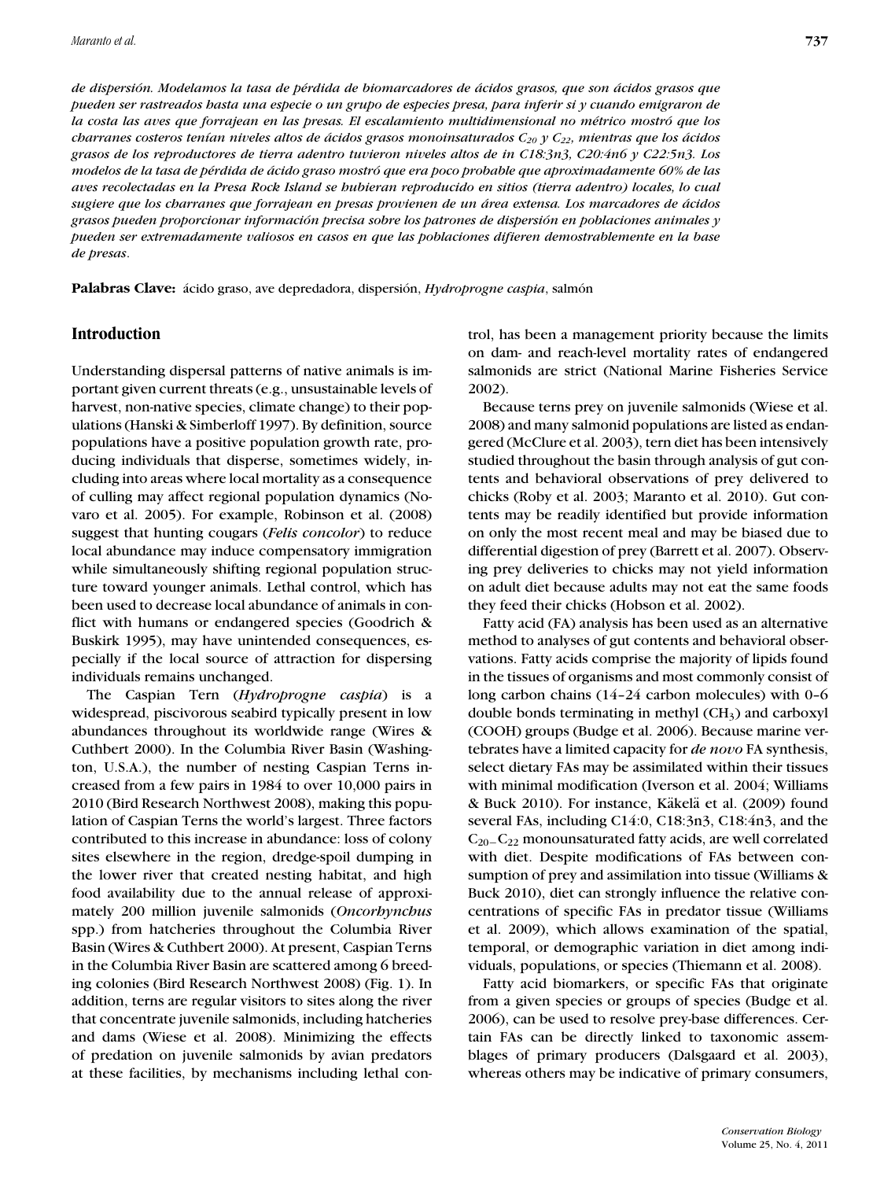*de dispersión. Modelamos la tasa de pérdida de biomarcadores de ácidos grasos, que son ácidos grasos que pueden ser rastreados hasta una especie o un grupo de especies presa, para inferir si y cuando emigraron de la costa las aves que forrajean en las presas. El escalamiento multidimensional no métrico mostró que los charranes costeros tenían niveles altos de ácidos grasos monoinsaturados $C_{20}$ y $C_{22}$, mientras que los ácidos grasos de los reproductores de tierra adentro tuvieron niveles altos de in C18:3n3, C20:4n6 y C22:5n3. Los modelos de la tasa de pérdida de ácido graso mostró que era poco probable que aproximadamente 60% de las aves recolectadas en la Presa Rock Island se hubieran reproducido en sitios (tierra adentro) locales, lo cual sugiere que los charranes que forrajean en presas provienen de un área extensa. Los marcadores de ácidos grasos pueden proporcionar información precisa sobre los patrones de dispersión en poblaciones animales y pueden ser extremadamente valiosos en casos en que las poblaciones difieren demostrablemente en la base de presas.*

**Palabras Clave:** ácido graso, ave depredadora, dispersión, *Hydroprogne caspia*, salmón

## Introduction

Understanding dispersal patterns of native animals is important given current threats (e.g., unsustainable levels of harvest, non-native species, climate change) to their populations (Hanski & Simberloff 1997). By definition, source populations have a positive population growth rate, producing individuals that disperse, sometimes widely, including into areas where local mortality as a consequence of culling may affect regional population dynamics (Novaro et al. 2005). For example, Robinson et al. (2008) suggest that hunting cougars (*Felis concolor*) to reduce local abundance may induce compensatory immigration while simultaneously shifting regional population structure toward younger animals. Lethal control, which has been used to decrease local abundance of animals in conflict with humans or endangered species (Goodrich & Buskirk 1995), may have unintended consequences, especially if the local source of attraction for dispersing individuals remains unchanged.

The Caspian Tern (*Hydroprogne caspia*) is a widespread, piscivorous seabird typically present in low abundances throughout its worldwide range (Wires & Cuthbert 2000). In the Columbia River Basin (Washington, U.S.A.), the number of nesting Caspian Terns increased from a few pairs in 1984 to over 10,000 pairs in 2010 (Bird Research Northwest 2008), making this population of Caspian Terns the world's largest. Three factors contributed to this increase in abundance: loss of colony sites elsewhere in the region, dredge-spoil dumping in the lower river that created nesting habitat, and high food availability due to the annual release of approximately 200 million juvenile salmonids (*Oncorhynchus* spp.) from hatcheries throughout the Columbia River Basin (Wires & Cuthbert 2000). At present, Caspian Terns in the Columbia River Basin are scattered among 6 breeding colonies (Bird Research Northwest 2008) (Fig. 1). In addition, terns are regular visitors to sites along the river that concentrate juvenile salmonids, including hatcheries and dams (Wiese et al. 2008). Minimizing the effects of predation on juvenile salmonids by avian predators at these facilities, by mechanisms including lethal control, has been a management priority because the limits on dam- and reach-level mortality rates of endangered salmonids are strict (National Marine Fisheries Service 2002).

Because terns prey on juvenile salmonids (Wiese et al. 2008) and many salmonid populations are listed as endangered (McClure et al. 2003), tern diet has been intensively studied throughout the basin through analysis of gut contents and behavioral observations of prey delivered to chicks (Roby et al. 2003; Maranto et al. 2010). Gut contents may be readily identified but provide information on only the most recent meal and may be biased due to differential digestion of prey (Barrett et al. 2007). Observing prey deliveries to chicks may not yield information on adult diet because adults may not eat the same foods they feed their chicks (Hobson et al. 2002).

Fatty acid (FA) analysis has been used as an alternative method to analyses of gut contents and behavioral observations. Fatty acids comprise the majority of lipids found in the tissues of organisms and most commonly consist of long carbon chains (14–24 carbon molecules) with 0–6 double bonds terminating in methyl ($CH_3$) and carboxyl (COOH) groups (Budge et al. 2006). Because marine vertebrates have a limited capacity for *de novo* FA synthesis, select dietary FAs may be assimilated within their tissues with minimal modification (Iverson et al. 2004; Williams & Buck 2010). For instance, Käkelä et al. (2009) found several FAs, including C14:0, C18:3n3, C18:4n3, and the $C_{20}$–$C_{22}$ monounsaturated fatty acids, are well correlated with diet. Despite modifications of FAs between consumption of prey and assimilation into tissue (Williams & Buck 2010), diet can strongly influence the relative concentrations of specific FAs in predator tissue (Williams et al. 2009), which allows examination of the spatial, temporal, or demographic variation in diet among individuals, populations, or species (Thiemann et al. 2008).

Fatty acid biomarkers, or specific FAs that originate from a given species or groups of species (Budge et al. 2006), can be used to resolve prey-base differences. Certain FAs can be directly linked to taxonomic assemblages of primary producers (Dalsgaard et al. 2003), whereas others may be indicative of primary consumers,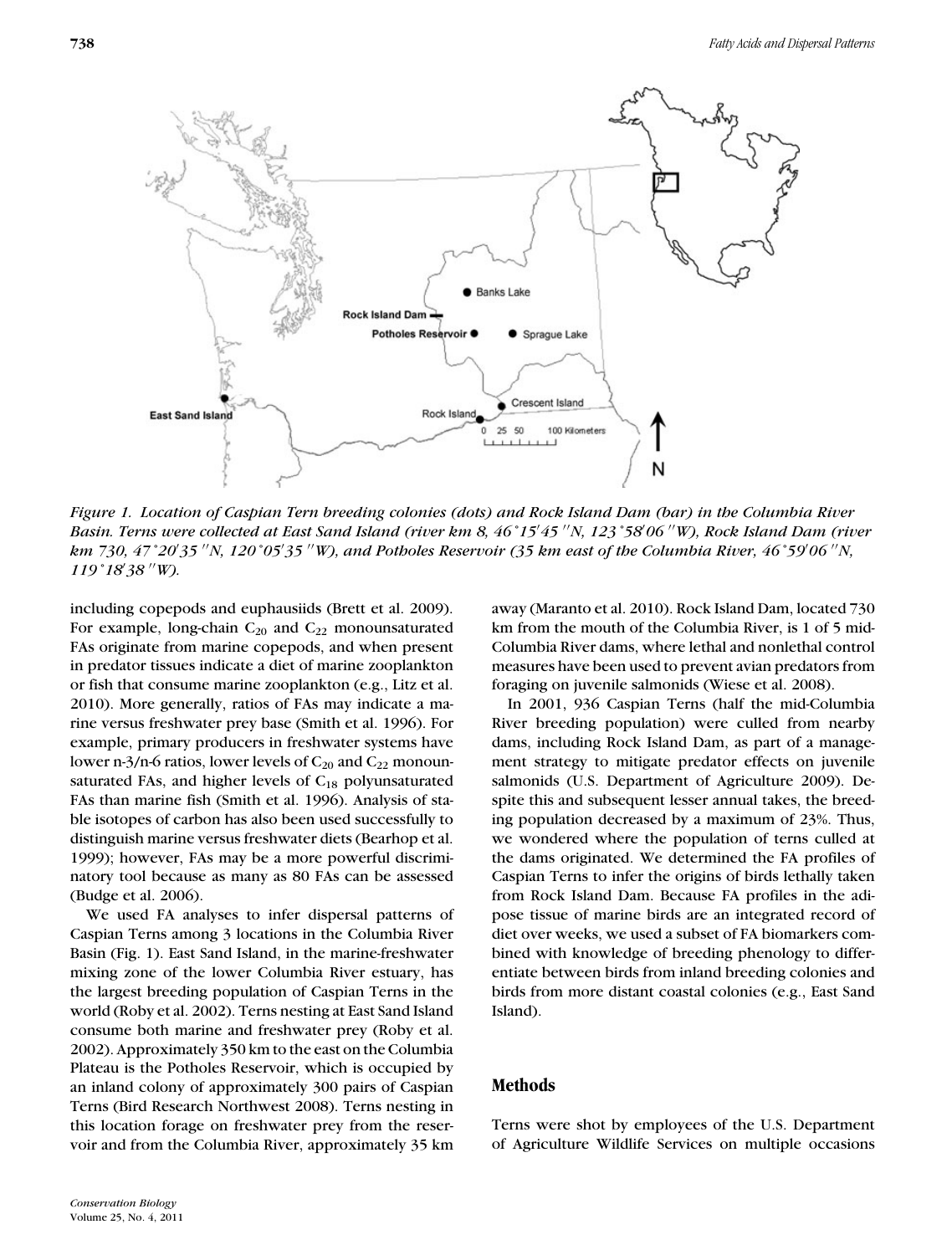*Figure 1. Location of Caspian Tern breeding colonies (dots) and Rock Island Dam (bar) in the Columbia River Basin. Terns were collected at East Sand Island (river km 8, 46°15′45″N, 123°58′06″W), Rock Island Dam (river km 730, 47°20′35″N, 120°05′35″W), and Potholes Reservoir (35 km east of the Columbia River, 46°59′06″N, 119°18′38″W).*

including copepods and euphausiids (Brett et al. 2009). For example, long-chain $C_{20}$ and $C_{22}$ monounsaturated FAs originate from marine copepods, and when present in predator tissues indicate a diet of marine zooplankton or fish that consume marine zooplankton (e.g., Litz et al. 2010). More generally, ratios of FAs may indicate a marine versus freshwater prey base (Smith et al. 1996). For example, primary producers in freshwater systems have lower n-3/n-6 ratios, lower levels of $C_{20}$ and $C_{22}$ monounsaturated FAs, and higher levels of $C_{18}$ polyunsaturated FAs than marine fish (Smith et al. 1996). Analysis of stable isotopes of carbon has also been used successfully to distinguish marine versus freshwater diets (Bearhop et al. 1999); however, FAs may be a more powerful discriminatory tool because as many as 80 FAs can be assessed (Budge et al. 2006).

We used FA analyses to infer dispersal patterns of Caspian Terns among 3 locations in the Columbia River Basin (Fig. 1). East Sand Island, in the marine-freshwater mixing zone of the lower Columbia River estuary, has the largest breeding population of Caspian Terns in the world (Roby et al. 2002). Terns nesting at East Sand Island consume both marine and freshwater prey (Roby et al. 2002). Approximately 350 km to the east on the Columbia Plateau is the Potholes Reservoir, which is occupied by an inland colony of approximately 300 pairs of Caspian Terns (Bird Research Northwest 2008). Terns nesting in this location forage on freshwater prey from the reservoir and from the Columbia River, approximately 35 km away (Maranto et al. 2010). Rock Island Dam, located 730 km from the mouth of the Columbia River, is 1 of 5 mid-Columbia River dams, where lethal and nonlethal control measures have been used to prevent avian predators from foraging on juvenile salmonids (Wiese et al. 2008).

In 2001, 936 Caspian Terns (half the mid-Columbia River breeding population) were culled from nearby dams, including Rock Island Dam, as part of a management strategy to mitigate predator effects on juvenile salmonids (U.S. Department of Agriculture 2009). Despite this and subsequent lesser annual takes, the breeding population decreased by a maximum of 23%. Thus, we wondered where the population of terns culled at the dams originated. We determined the FA profiles of Caspian Terns to infer the origins of birds lethally taken from Rock Island Dam. Because FA profiles in the adipose tissue of marine birds are an integrated record of diet over weeks, we used a subset of FA biomarkers combined with knowledge of breeding phenology to differentiate between birds from inland breeding colonies and birds from more distant coastal colonies (e.g., East Sand Island).

## Methods

Terns were shot by employees of the U.S. Department of Agriculture Wildlife Services on multiple occasions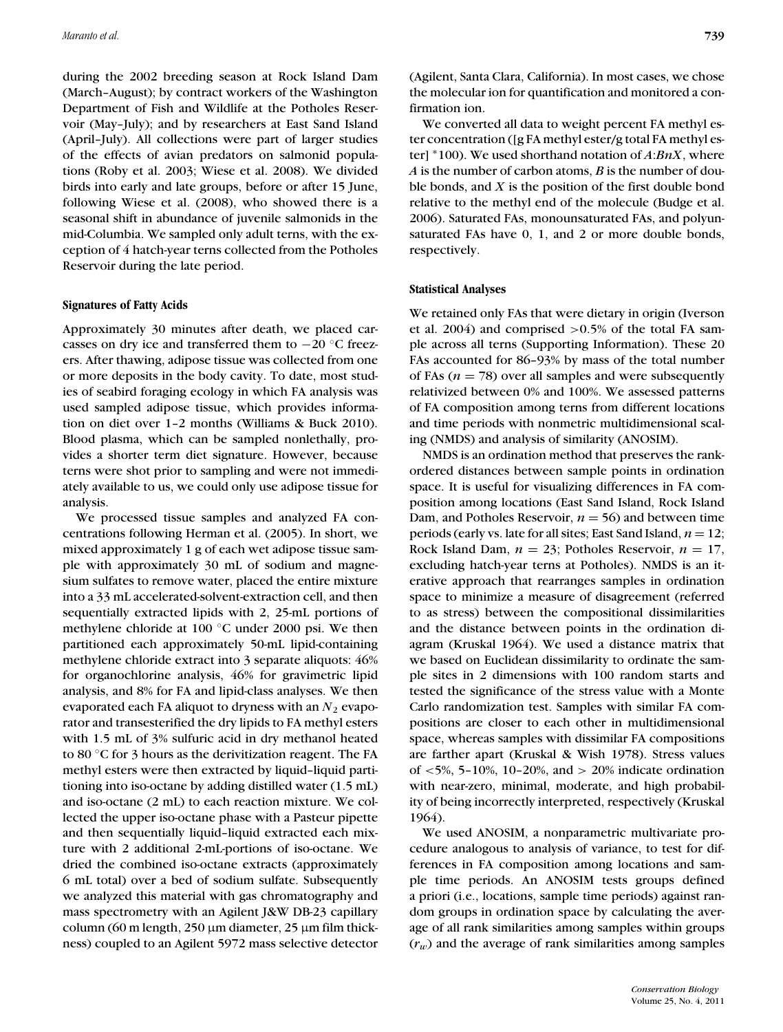during the 2002 breeding season at Rock Island Dam (March–August); by contract workers of the Washington Department of Fish and Wildlife at the Potholes Reservoir (May–July); and by researchers at East Sand Island (April–July). All collections were part of larger studies of the effects of avian predators on salmonid populations (Roby et al. 2003; Wiese et al. 2008). We divided birds into early and late groups, before or after 15 June, following Wiese et al. (2008), who showed there is a seasonal shift in abundance of juvenile salmonids in the mid-Columbia. We sampled only adult terns, with the exception of 4 hatch-year terns collected from the Potholes Reservoir during the late period.

#### Signatures of Fatty Acids

Approximately 30 minutes after death, we placed carcasses on dry ice and transferred them to −20 °C freezers. After thawing, adipose tissue was collected from one or more deposits in the body cavity. To date, most studies of seabird foraging ecology in which FA analysis was used sampled adipose tissue, which provides information on diet over 1–2 months (Williams & Buck 2010). Blood plasma, which can be sampled nonlethally, provides a shorter term diet signature. However, because terns were shot prior to sampling and were not immediately available to us, we could only use adipose tissue for analysis.

We processed tissue samples and analyzed FA concentrations following Herman et al. (2005). In short, we mixed approximately 1 g of each wet adipose tissue sample with approximately 30 mL of sodium and magnesium sulfates to remove water, placed the entire mixture into a 33 mL accelerated-solvent-extraction cell, and then sequentially extracted lipids with 2, 25-mL portions of methylene chloride at 100 °C under 2000 psi. We then partitioned each approximately 50-mL lipid-containing methylene chloride extract into 3 separate aliquots: 46% for organochlorine analysis, 46% for gravimetric lipid analysis, and 8% for FA and lipid-class analyses. We then evaporated each FA aliquot to dryness with an $N_2$ evaporator and transesterified the dry lipids to FA methyl esters with 1.5 mL of 3% sulfuric acid in dry methanol heated to 80 °C for 3 hours as the derivitization reagent. The FA methyl esters were then extracted by liquid–liquid partitioning into iso-octane by adding distilled water (1.5 mL) and iso-octane (2 mL) to each reaction mixture. We collected the upper iso-octane phase with a Pasteur pipette and then sequentially liquid–liquid extracted each mixture with 2 additional 2-mL-portions of iso-octane. We dried the combined iso-octane extracts (approximately 6 mL total) over a bed of sodium sulfate. Subsequently we analyzed this material with gas chromatography and mass spectrometry with an Agilent J&W DB-23 capillary column (60 m length, 250 μm diameter, 25 μm film thickness) coupled to an Agilent 5972 mass selective detector (Agilent, Santa Clara, California). In most cases, we chose the molecular ion for quantification and monitored a confirmation ion.

We converted all data to weight percent FA methyl ester concentration ([g FA methyl ester/g total FA methyl ester] *100). We used shorthand notation of $A{:}BnX$, where $A$ is the number of carbon atoms, $B$ is the number of double bonds, and $X$ is the position of the first double bond relative to the methyl end of the molecule (Budge et al. 2006). Saturated FAs, monounsaturated FAs, and polyunsaturated FAs have 0, 1, and 2 or more double bonds, respectively.

#### Statistical Analyses

We retained only FAs that were dietary in origin (Iverson et al. 2004) and comprised >0.5% of the total FA sample across all terns (Supporting Information). These 20 FAs accounted for 86–93% by mass of the total number of FAs ($n = 78$) over all samples and were subsequently relativized between 0% and 100%. We assessed patterns of FA composition among terns from different locations and time periods with nonmetric multidimensional scaling (NMDS) and analysis of similarity (ANOSIM).

NMDS is an ordination method that preserves the rank-ordered distances between sample points in ordination space. It is useful for visualizing differences in FA composition among locations (East Sand Island, Rock Island Dam, and Potholes Reservoir, $n = 56$) and between time periods (early vs. late for all sites; East Sand Island, $n = 12$; Rock Island Dam, $n = 23$; Potholes Reservoir, $n = 17$, excluding hatch-year terns at Potholes). NMDS is an iterative approach that rearranges samples in ordination space to minimize a measure of disagreement (referred to as stress) between the compositional dissimilarities and the distance between points in the ordination diagram (Kruskal 1964). We used a distance matrix that we based on Euclidean dissimilarity to ordinate the sample sites in 2 dimensions with 100 random starts and tested the significance of the stress value with a Monte Carlo randomization test. Samples with similar FA compositions are closer to each other in multidimensional space, whereas samples with dissimilar FA compositions are farther apart (Kruskal & Wish 1978). Stress values of <5%, 5–10%, 10–20%, and > 20% indicate ordination with near-zero, minimal, moderate, and high probability of being incorrectly interpreted, respectively (Kruskal 1964).

We used ANOSIM, a nonparametric multivariate procedure analogous to analysis of variance, to test for differences in FA composition among locations and sample time periods. An ANOSIM tests groups defined a priori (i.e., locations, sample time periods) against random groups in ordination space by calculating the average of all rank similarities among samples within groups ($r_w$) and the average of rank similarities among samples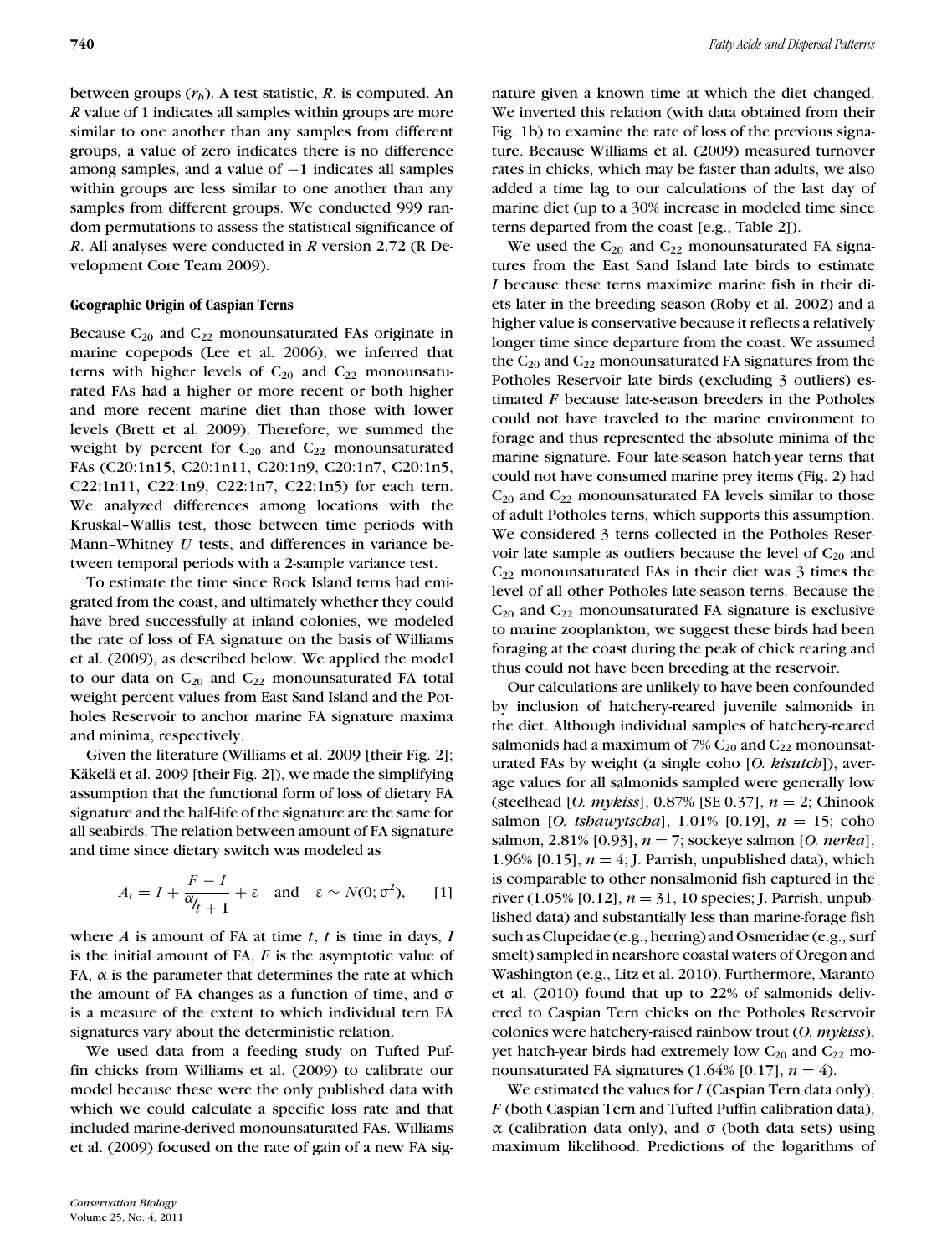between groups ($r_b$). A test statistic, $R$, is computed. An $R$ value of 1 indicates all samples within groups are more similar to one another than any samples from different groups, a value of zero indicates there is no difference among samples, and a value of −1 indicates all samples within groups are less similar to one another than any samples from different groups. We conducted 999 random permutations to assess the statistical significance of $R$. All analyses were conducted in R version 2.72 (R Development Core Team 2009).

### Geographic Origin of Caspian Terns

Because $C_{20}$ and $C_{22}$ monounsaturated FAs originate in marine copepods (Lee et al. 2006), we inferred that terns with higher levels of $C_{20}$ and $C_{22}$ monounsaturated FAs had a higher or more recent or both higher and more recent marine diet than those with lower levels (Brett et al. 2009). Therefore, we summed the weight by percent for $C_{20}$ and $C_{22}$ monounsaturated FAs (C20:1n15, C20:1n11, C20:1n9, C20:1n7, C20:1n5, C22:1n11, C22:1n9, C22:1n7, C22:1n5) for each tern. We analyzed differences among locations with the Kruskal–Wallis test, those between time periods with Mann–Whitney $U$ tests, and differences in variance between temporal periods with a 2-sample variance test.

To estimate the time since Rock Island terns had emigrated from the coast, and ultimately whether they could have bred successfully at inland colonies, we modeled the rate of loss of FA signature on the basis of Williams et al. (2009), as described below. We applied the model to our data on $C_{20}$ and $C_{22}$ monounsaturated FA total weight percent values from East Sand Island and the Potholes Reservoir to anchor marine FA signature maxima and minima, respectively.

Given the literature (Williams et al. 2009 [their Fig. 2]; Käkelä et al. 2009 [their Fig. 2]), we made the simplifying assumption that the functional form of loss of dietary FA signature and the half-life of the signature are the same for all seabirds. The relation between amount of FA signature and time since dietary switch was modeled as

$$A_t = I + \frac{F - I}{\alpha/t + 1} + \varepsilon \quad \text{and} \quad \varepsilon \sim N(0; \sigma^2), \qquad [1]$$

where $A$ is amount of FA at time $t$, $t$ is time in days, $I$ is the initial amount of FA, $F$ is the asymptotic value of FA, $\alpha$ is the parameter that determines the rate at which the amount of FA changes as a function of time, and $\sigma$ is a measure of the extent to which individual tern FA signatures vary about the deterministic relation.

We used data from a feeding study on Tufted Puffin chicks from Williams et al. (2009) to calibrate our model because these were the only published data with which we could calculate a specific loss rate and that included marine-derived monounsaturated FAs. Williams et al. (2009) focused on the rate of gain of a new FA signature given a known time at which the diet changed. We inverted this relation (with data obtained from their Fig. 1b) to examine the rate of loss of the previous signature. Because Williams et al. (2009) measured turnover rates in chicks, which may be faster than adults, we also added a time lag to our calculations of the last day of marine diet (up to a 30% increase in modeled time since terns departed from the coast [e.g., Table 2]).

We used the $C_{20}$ and $C_{22}$ monounsaturated FA signatures from the East Sand Island late birds to estimate $I$ because these terns maximize marine fish in their diets later in the breeding season (Roby et al. 2002) and a higher value is conservative because it reflects a relatively longer time since departure from the coast. We assumed the $C_{20}$ and $C_{22}$ monounsaturated FA signatures from the Potholes Reservoir late birds (excluding 3 outliers) estimated $F$ because late-season breeders in the Potholes could not have traveled to the marine environment to forage and thus represented the absolute minima of the marine signature. Four late-season hatch-year terns that could not have consumed marine prey items (Fig. 2) had $C_{20}$ and $C_{22}$ monounsaturated FA levels similar to those of adult Potholes terns, which supports this assumption. We considered 3 terns collected in the Potholes Reservoir late sample as outliers because the level of $C_{20}$ and $C_{22}$ monounsaturated FAs in their diet was 3 times the level of all other Potholes late-season terns. Because the $C_{20}$ and $C_{22}$ monounsaturated FA signature is exclusive to marine zooplankton, we suggest these birds had been foraging at the coast during the peak of chick rearing and thus could not have been breeding at the reservoir.

Our calculations are unlikely to have been confounded by inclusion of hatchery-reared juvenile salmonids in the diet. Although individual samples of hatchery-reared salmonids had a maximum of 7% $C_{20}$ and $C_{22}$ monounsaturated FAs by weight (a single coho [*O. kisutch*]), average values for all salmonids sampled were generally low (steelhead [*O. mykiss*], 0.87% [SE 0.37], $n = 2$; Chinook salmon [*O. tshawytscha*], 1.01% [0.19], $n = 15$; coho salmon, 2.81% [0.93], $n = 7$; sockeye salmon [*O. nerka*], 1.96% [0.15], $n = 4$; J. Parrish, unpublished data), which is comparable to other nonsalmonid fish captured in the river (1.05% [0.12], $n = 31$, 10 species; J. Parrish, unpublished data) and substantially less than marine-forage fish such as Clupeidae (e.g., herring) and Osmeridae (e.g., surf smelt) sampled in nearshore coastal waters of Oregon and Washington (e.g., Litz et al. 2010). Furthermore, Maranto et al. (2010) found that up to 22% of salmonids delivered to Caspian Tern chicks on the Potholes Reservoir colonies were hatchery-raised rainbow trout (*O. mykiss*), yet hatch-year birds had extremely low $C_{20}$ and $C_{22}$ monounsaturated FA signatures (1.64% [0.17], $n = 4$).

We estimated the values for $I$ (Caspian Tern data only), $F$ (both Caspian Tern and Tufted Puffin calibration data), $\alpha$ (calibration data only), and $\sigma$ (both data sets) using maximum likelihood. Predictions of the logarithms of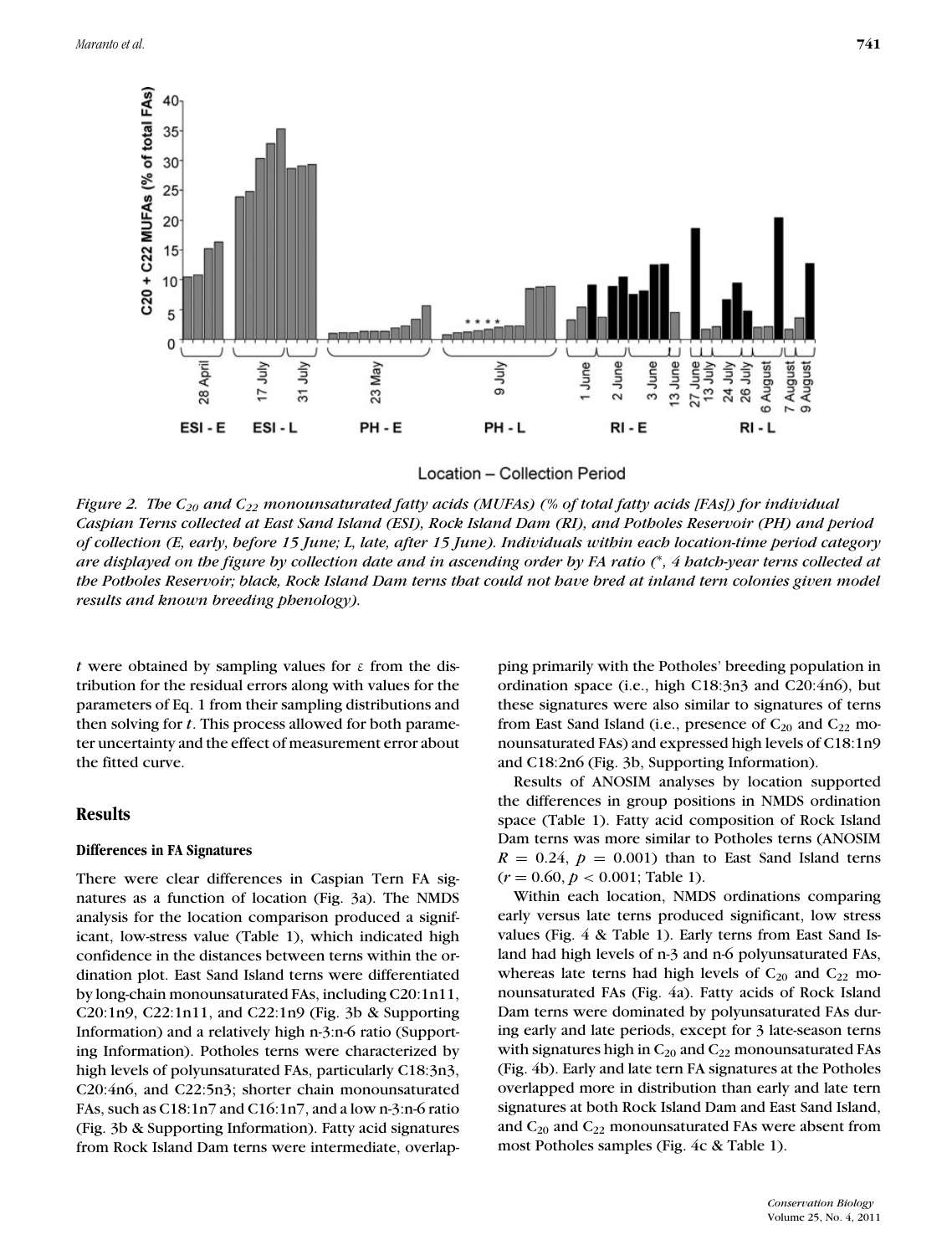Figure 2. The $C_{20}$ and $C_{22}$ monounsaturated fatty acids (MUFAs) (% of total fatty acids [FAs]) for individual Caspian Terns collected at East Sand Island (ESI), Rock Island Dam (RI), and Potholes Reservoir (PH) and period of collection (E, early, before 15 June; L, late, after 15 June). Individuals within each location-time period category are displayed on the figure by collection date and in ascending order by FA ratio (*, 4 hatch-year terns collected at the Potholes Reservoir; black, Rock Island Dam terns that could not have bred at inland tern colonies given model results and known breeding phenology).

$t$ were obtained by sampling values for $\varepsilon$ from the distribution for the residual errors along with values for the parameters of Eq. 1 from their sampling distributions and then solving for $t$. This process allowed for both parameter uncertainty and the effect of measurement error about the fitted curve.

## Results

### Differences in FA Signatures

There were clear differences in Caspian Tern FA signatures as a function of location (Fig. 3a). The NMDS analysis for the location comparison produced a significant, low-stress value (Table 1), which indicated high confidence in the distances between terns within the ordination plot. East Sand Island terns were differentiated by long-chain monounsaturated FAs, including C20:1n11, C20:1n9, C22:1n11, and C22:1n9 (Fig. 3b & Supporting Information) and a relatively high n-3:n-6 ratio (Supporting Information). Potholes terns were characterized by high levels of polyunsaturated FAs, particularly C18:3n3, C20:4n6, and C22:5n3; shorter chain monounsaturated FAs, such as C18:1n7 and C16:1n7, and a low n-3:n-6 ratio (Fig. 3b & Supporting Information). Fatty acid signatures from Rock Island Dam terns were intermediate, overlapping primarily with the Potholes' breeding population in ordination space (i.e., high C18:3n3 and C20:4n6), but these signatures were also similar to signatures of terns from East Sand Island (i.e., presence of $C_{20}$ and $C_{22}$ monounsaturated FAs) and expressed high levels of C18:1n9 and C18:2n6 (Fig. 3b, Supporting Information).

Results of ANOSIM analyses by location supported the differences in group positions in NMDS ordination space (Table 1). Fatty acid composition of Rock Island Dam terns was more similar to Potholes terns (ANOSIM $R = 0.24$, $p = 0.001$) than to East Sand Island terns ($r = 0.60$, $p < 0.001$; Table 1).

Within each location, NMDS ordinations comparing early versus late terns produced significant, low stress values (Fig. 4 & Table 1). Early terns from East Sand Island had high levels of n-3 and n-6 polyunsaturated FAs, whereas late terns had high levels of $C_{20}$ and $C_{22}$ monounsaturated FAs (Fig. 4a). Fatty acids of Rock Island Dam terns were dominated by polyunsaturated FAs during early and late periods, except for 3 late-season terns with signatures high in $C_{20}$ and $C_{22}$ monounsaturated FAs (Fig. 4b). Early and late tern FA signatures at the Potholes overlapped more in distribution than early and late tern signatures at both Rock Island Dam and East Sand Island, and $C_{20}$ and $C_{22}$ monounsaturated FAs were absent from most Potholes samples (Fig. 4c & Table 1).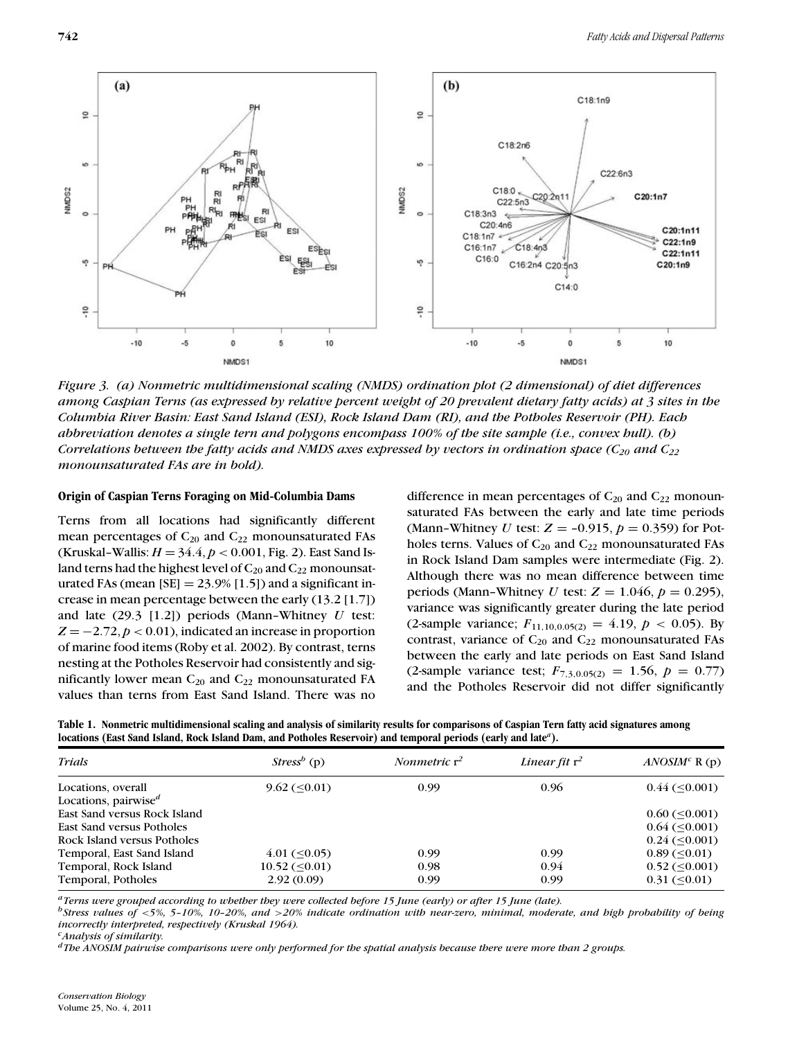*Figure 3. (a) Nonmetric multidimensional scaling (NMDS) ordination plot (2 dimensional) of diet differences among Caspian Terns (as expressed by relative percent weight of 20 prevalent dietary fatty acids) at 3 sites in the Columbia River Basin: East Sand Island (ESI), Rock Island Dam (RI), and the Potholes Reservoir (PH). Each abbreviation denotes a single tern and polygons encompass 100% of the site sample (i.e., convex hull). (b) Correlations between the fatty acids and NMDS axes expressed by vectors in ordination space ($C_{20}$ and $C_{22}$ monounsaturated FAs are in bold).*

#### Origin of Caspian Terns Foraging on Mid-Columbia Dams

Terns from all locations had significantly different mean percentages of $C_{20}$ and $C_{22}$ monounsaturated FAs (Kruskal–Wallis: $H = 34.4, p < 0.001$, Fig. 2). East Sand Island terns had the highest level of $C_{20}$ and $C_{22}$ monounsaturated FAs (mean [SE] = 23.9% [1.5]) and a significant increase in mean percentage between the early (13.2 [1.7]) and late (29.3 [1.2]) periods (Mann–Whitney $U$ test: $Z = -2.72, p < 0.01$), indicated an increase in proportion of marine food items (Roby et al. 2002). By contrast, terns nesting at the Potholes Reservoir had consistently and significantly lower mean $C_{20}$ and $C_{22}$ monounsaturated FA values than terns from East Sand Island. There was no difference in mean percentages of $C_{20}$ and $C_{22}$ monounsaturated FAs between the early and late time periods (Mann–Whitney $U$ test: $Z = -0.915, p = 0.359$) for Potholes terns. Values of $C_{20}$ and $C_{22}$ monounsaturated FAs in Rock Island Dam samples were intermediate (Fig. 2). Although there was no mean difference between time periods (Mann–Whitney $U$ test: $Z = 1.046, p = 0.295$), variance was significantly greater during the late period (2-sample variance; $F_{11,10,0.05(2)} = 4.19, p < 0.05$). By contrast, variance of $C_{20}$ and $C_{22}$ monounsaturated FAs between the early and late periods on East Sand Island (2-sample variance test; $F_{7,3,0.05(2)} = 1.56, p = 0.77$) and the Potholes Reservoir did not differ significantly

**Table 1. Nonmetric multidimensional scaling and analysis of similarity results for comparisons of Caspian Tern fatty acid signatures among locations (East Sand Island, Rock Island Dam, and Potholes Reservoir) and temporal periods (early and late[a]).**

| *Trials* | *Stress[b]* (p) | *Nonmetric* $r^2$ | *Linear fit* $r^2$ | *ANOSIM[c]* R (p) |
|---|---|---|---|---|
| Locations, overall | 9.62 (≤0.01) | 0.99 | 0.96 | 0.44 (≤0.001) |
| Locations, pairwise[d] | | | | |
| East Sand versus Rock Island | | | | 0.60 (≤0.001) |
| East Sand versus Potholes | | | | 0.64 (≤0.001) |
| Rock Island versus Potholes | | | | 0.24 (≤0.001) |
| Temporal, East Sand Island | 4.01 (≤0.05) | 0.99 | 0.99 | 0.89 (≤0.01) |
| Temporal, Rock Island | 10.52 (≤0.01) | 0.98 | 0.94 | 0.52 (≤0.001) |
| Temporal, Potholes | 2.92 (0.09) | 0.99 | 0.99 | 0.31 (≤0.01) |

[a] *Terns were grouped according to whether they were collected before 15 June (early) or after 15 June (late).*
[b] *Stress values of <5%, 5–10%, 10–20%, and >20% indicate ordination with near-zero, minimal, moderate, and high probability of being incorrectly interpreted, respectively (Kruskal 1964).*
[c] *Analysis of similarity.*
[d] *The ANOSIM pairwise comparisons were only performed for the spatial analysis because there were more than 2 groups.*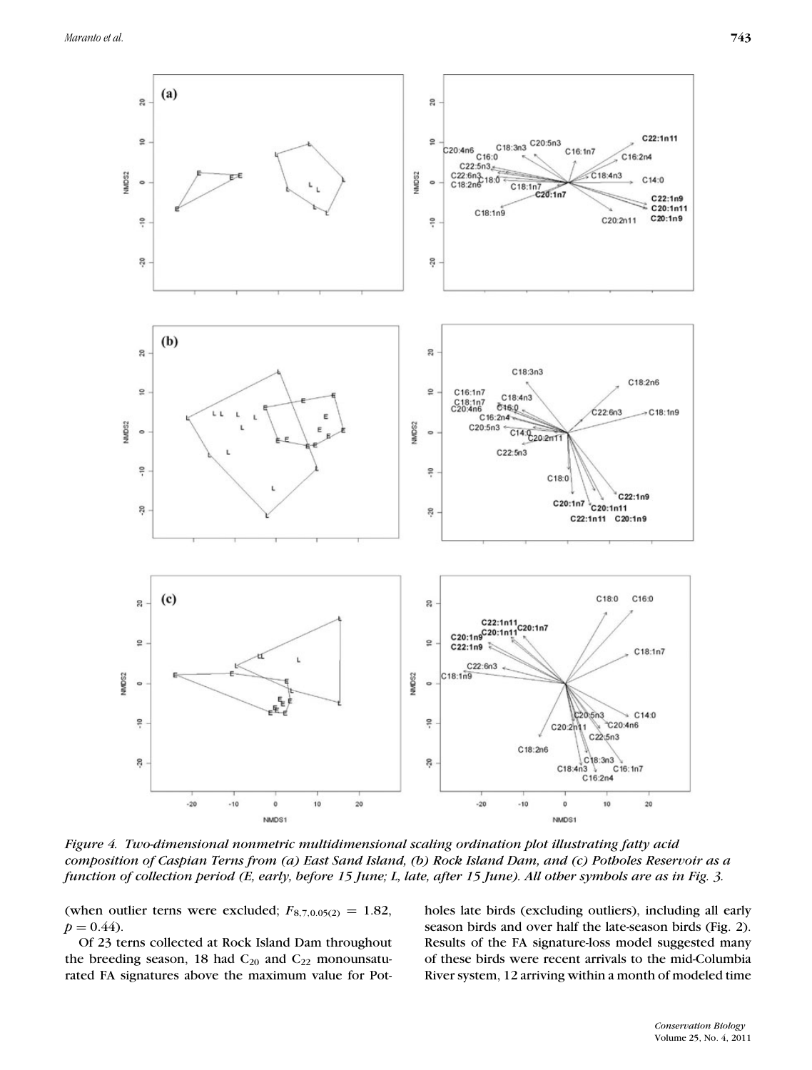*Figure 4. Two-dimensional nonmetric multidimensional scaling ordination plot illustrating fatty acid composition of Caspian Terns from (a) East Sand Island, (b) Rock Island Dam, and (c) Potholes Reservoir as a function of collection period (E, early, before 15 June; L, late, after 15 June). All other symbols are as in Fig. 3.*

(when outlier terns were excluded; $F_{8,7,0.05(2)} = 1.82$, $p = 0.44$).

Of 23 terns collected at Rock Island Dam throughout the breeding season, 18 had $C_{20}$ and $C_{22}$ monounsaturated FA signatures above the maximum value for Potholes late birds (excluding outliers), including all early season birds and over half the late-season birds (Fig. 2). Results of the FA signature-loss model suggested many of these birds were recent arrivals to the mid-Columbia River system, 12 arriving within a month of modeled time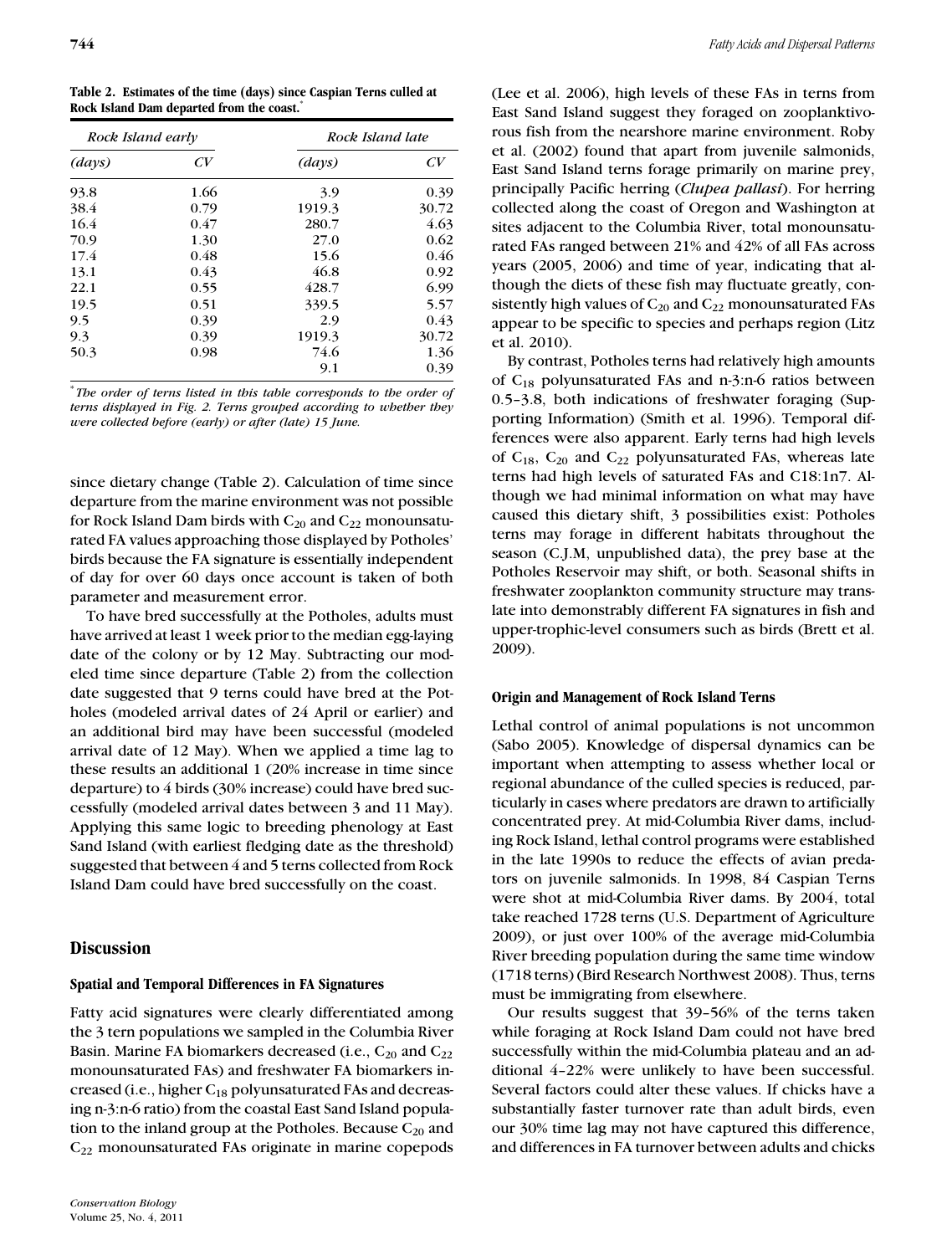**Table 2. Estimates of the time (days) since Caspian Terns culled at Rock Island Dam departed from the coast.***

| Rock Island early | | Rock Island late | |
|---|---|---|---|
| *(days)* | *CV* | *(days)* | *CV* |
| 93.8 | 1.66 | 3.9 | 0.39 |
| 38.4 | 0.79 | 1919.3 | 30.72 |
| 16.4 | 0.47 | 280.7 | 4.63 |
| 70.9 | 1.30 | 27.0 | 0.62 |
| 17.4 | 0.48 | 15.6 | 0.46 |
| 13.1 | 0.43 | 46.8 | 0.92 |
| 22.1 | 0.55 | 428.7 | 6.99 |
| 19.5 | 0.51 | 339.5 | 5.57 |
| 9.5 | 0.39 | 2.9 | 0.43 |
| 9.3 | 0.39 | 1919.3 | 30.72 |
| 50.3 | 0.98 | 74.6 | 1.36 |
| | | 9.1 | 0.39 |

**The order of terns listed in this table corresponds to the order of terns displayed in Fig. 2. Terns grouped according to whether they were collected before (early) or after (late) 15 June.*

since dietary change (Table 2). Calculation of time since departure from the marine environment was not possible for Rock Island Dam birds with $C_{20}$ and $C_{22}$ monounsaturated FA values approaching those displayed by Potholes' birds because the FA signature is essentially independent of day for over 60 days once account is taken of both parameter and measurement error.

To have bred successfully at the Potholes, adults must have arrived at least 1 week prior to the median egg-laying date of the colony or by 12 May. Subtracting our modeled time since departure (Table 2) from the collection date suggested that 9 terns could have bred at the Potholes (modeled arrival dates of 24 April or earlier) and an additional bird may have been successful (modeled arrival date of 12 May). When we applied a time lag to these results an additional 1 (20% increase in time since departure) to 4 birds (30% increase) could have bred successfully (modeled arrival dates between 3 and 11 May). Applying this same logic to breeding phenology at East Sand Island (with earliest fledging date as the threshold) suggested that between 4 and 5 terns collected from Rock Island Dam could have bred successfully on the coast.

## Discussion

### Spatial and Temporal Differences in FA Signatures

Fatty acid signatures were clearly differentiated among the 3 tern populations we sampled in the Columbia River Basin. Marine FA biomarkers decreased (i.e., $C_{20}$ and $C_{22}$ monounsaturated FAs) and freshwater FA biomarkers increased (i.e., higher $C_{18}$ polyunsaturated FAs and decreasing n-3:n-6 ratio) from the coastal East Sand Island population to the inland group at the Potholes. Because $C_{20}$ and $C_{22}$ monounsaturated FAs originate in marine copepods (Lee et al. 2006), high levels of these FAs in terns from East Sand Island suggest they foraged on zooplanktivorous fish from the nearshore marine environment. Roby et al. (2002) found that apart from juvenile salmonids, East Sand Island terns forage primarily on marine prey, principally Pacific herring (*Clupea pallasi*). For herring collected along the coast of Oregon and Washington at sites adjacent to the Columbia River, total monounsaturated FAs ranged between 21% and 42% of all FAs across years (2005, 2006) and time of year, indicating that although the diets of these fish may fluctuate greatly, consistently high values of $C_{20}$ and $C_{22}$ monounsaturated FAs appear to be specific to species and perhaps region (Litz et al. 2010).

By contrast, Potholes terns had relatively high amounts of $C_{18}$ polyunsaturated FAs and n-3:n-6 ratios between 0.5–3.8, both indications of freshwater foraging (Supporting Information) (Smith et al. 1996). Temporal differences were also apparent. Early terns had high levels of $C_{18}$, $C_{20}$ and $C_{22}$ polyunsaturated FAs, whereas late terns had high levels of saturated FAs and C18:1n7. Although we had minimal information on what may have caused this dietary shift, 3 possibilities exist: Potholes terns may forage in different habitats throughout the season (C.J.M, unpublished data), the prey base at the Potholes Reservoir may shift, or both. Seasonal shifts in freshwater zooplankton community structure may translate into demonstrably different FA signatures in fish and upper-trophic-level consumers such as birds (Brett et al. 2009).

### Origin and Management of Rock Island Terns

Lethal control of animal populations is not uncommon (Sabo 2005). Knowledge of dispersal dynamics can be important when attempting to assess whether local or regional abundance of the culled species is reduced, particularly in cases where predators are drawn to artificially concentrated prey. At mid-Columbia River dams, including Rock Island, lethal control programs were established in the late 1990s to reduce the effects of avian predators on juvenile salmonids. In 1998, 84 Caspian Terns were shot at mid-Columbia River dams. By 2004, total take reached 1728 terns (U.S. Department of Agriculture 2009), or just over 100% of the average mid-Columbia River breeding population during the same time window (1718 terns) (Bird Research Northwest 2008). Thus, terns must be immigrating from elsewhere.

Our results suggest that 39–56% of the terns taken while foraging at Rock Island Dam could not have bred successfully within the mid-Columbia plateau and an additional 4–22% were unlikely to have been successful. Several factors could alter these values. If chicks have a substantially faster turnover rate than adult birds, even our 30% time lag may not have captured this difference, and differences in FA turnover between adults and chicks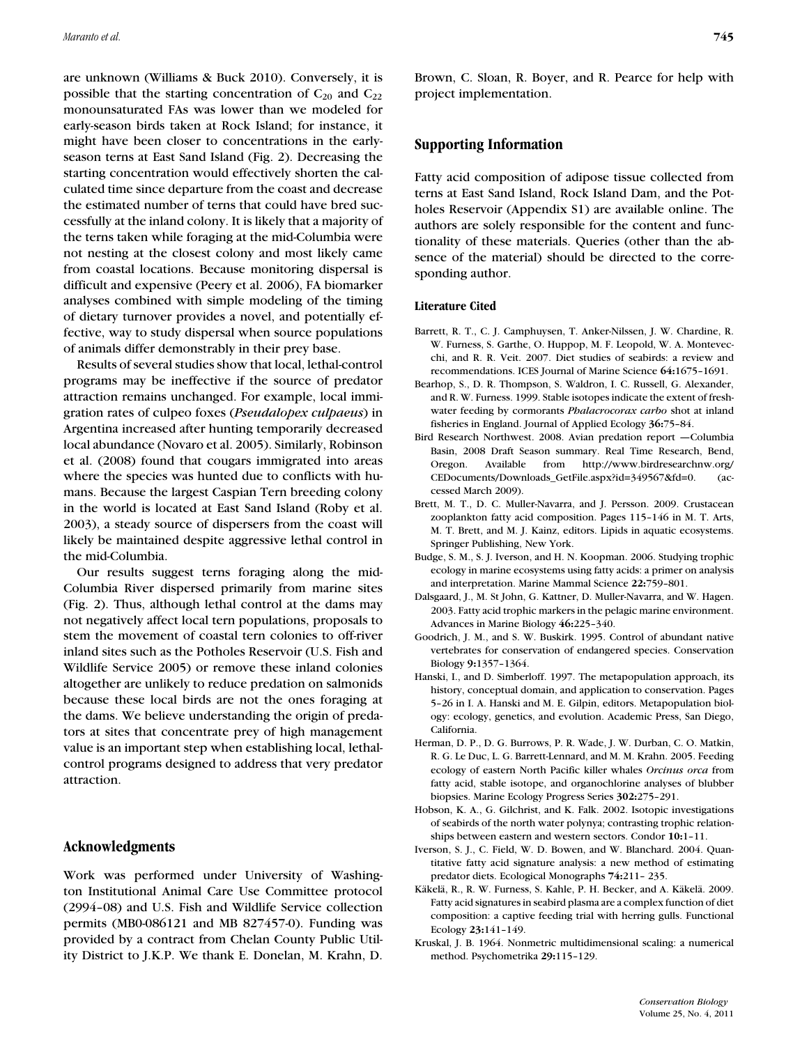are unknown (Williams & Buck 2010). Conversely, it is possible that the starting concentration of $C_{20}$ and $C_{22}$ monounsaturated FAs was lower than we modeled for early-season birds taken at Rock Island; for instance, it might have been closer to concentrations in the early-season terns at East Sand Island (Fig. 2). Decreasing the starting concentration would effectively shorten the calculated time since departure from the coast and decrease the estimated number of terns that could have bred successfully at the inland colony. It is likely that a majority of the terns taken while foraging at the mid-Columbia were not nesting at the closest colony and most likely came from coastal locations. Because monitoring dispersal is difficult and expensive (Peery et al. 2006), FA biomarker analyses combined with simple modeling of the timing of dietary turnover provides a novel, and potentially effective, way to study dispersal when source populations of animals differ demonstrably in their prey base.

Results of several studies show that local, lethal-control programs may be ineffective if the source of predator attraction remains unchanged. For example, local immigration rates of culpeo foxes (*Pseudalopex culpaeus*) in Argentina increased after hunting temporarily decreased local abundance (Novaro et al. 2005). Similarly, Robinson et al. (2008) found that cougars immigrated into areas where the species was hunted due to conflicts with humans. Because the largest Caspian Tern breeding colony in the world is located at East Sand Island (Roby et al. 2003), a steady source of dispersers from the coast will likely be maintained despite aggressive lethal control in the mid-Columbia.

Our results suggest terns foraging along the mid-Columbia River dispersed primarily from marine sites (Fig. 2). Thus, although lethal control at the dams may not negatively affect local tern populations, proposals to stem the movement of coastal tern colonies to off-river inland sites such as the Potholes Reservoir (U.S. Fish and Wildlife Service 2005) or remove these inland colonies altogether are unlikely to reduce predation on salmonids because these local birds are not the ones foraging at the dams. We believe understanding the origin of predators at sites that concentrate prey of high management value is an important step when establishing local, lethal-control programs designed to address that very predator attraction.

## Acknowledgments

Work was performed under University of Washington Institutional Animal Care Use Committee protocol (2994–08) and U.S. Fish and Wildlife Service collection permits (MB0-086121 and MB 827457-0). Funding was provided by a contract from Chelan County Public Utility District to J.K.P. We thank E. Donelan, M. Krahn, D. Brown, C. Sloan, R. Boyer, and R. Pearce for help with project implementation.

## Supporting Information

Fatty acid composition of adipose tissue collected from terns at East Sand Island, Rock Island Dam, and the Potholes Reservoir (Appendix S1) are available online. The authors are solely responsible for the content and functionality of these materials. Queries (other than the absence of the material) should be directed to the corresponding author.

### Literature Cited

- Barrett, R. T., C. J. Camphuysen, T. Anker-Nilssen, J. W. Chardine, R. W. Furness, S. Garthe, O. Huppop, M. F. Leopold, W. A. Montevecchi, and R. R. Veit. 2007. Diet studies of seabirds: a review and recommendations. ICES Journal of Marine Science **64:**1675–1691.
- Bearhop, S., D. R. Thompson, S. Waldron, I. C. Russell, G. Alexander, and R. W. Furness. 1999. Stable isotopes indicate the extent of freshwater feeding by cormorants *Phalacrocorax carbo* shot at inland fisheries in England. Journal of Applied Ecology **36:**75–84.
- Bird Research Northwest. 2008. Avian predation report —Columbia Basin, 2008 Draft Season summary. Real Time Research, Bend, Oregon. Available from http://www.birdresearchnw.org/CEDocuments/Downloads_GetFile.aspx?id=349567&fd=0. (accessed March 2009).
- Brett, M. T., D. C. Muller-Navarra, and J. Persson. 2009. Crustacean zooplankton fatty acid composition. Pages 115–146 in M. T. Arts, M. T. Brett, and M. J. Kainz, editors. Lipids in aquatic ecosystems. Springer Publishing, New York.
- Budge, S. M., S. J. Iverson, and H. N. Koopman. 2006. Studying trophic ecology in marine ecosystems using fatty acids: a primer on analysis and interpretation. Marine Mammal Science **22:**759–801.
- Dalsgaard, J., M. St John, G. Kattner, D. Muller-Navarra, and W. Hagen. 2003. Fatty acid trophic markers in the pelagic marine environment. Advances in Marine Biology **46:**225–340.
- Goodrich, J. M., and S. W. Buskirk. 1995. Control of abundant native vertebrates for conservation of endangered species. Conservation Biology **9:**1357–1364.
- Hanski, I., and D. Simberloff. 1997. The metapopulation approach, its history, conceptual domain, and application to conservation. Pages 5–26 in I. A. Hanski and M. E. Gilpin, editors. Metapopulation biology: ecology, genetics, and evolution. Academic Press, San Diego, California.
- Herman, D. P., D. G. Burrows, P. R. Wade, J. W. Durban, C. O. Matkin, R. G. Le Duc, L. G. Barrett-Lennard, and M. M. Krahn. 2005. Feeding ecology of eastern North Pacific killer whales *Orcinus orca* from fatty acid, stable isotope, and organochlorine analyses of blubber biopsies. Marine Ecology Progress Series **302:**275–291.
- Hobson, K. A., G. Gilchrist, and K. Falk. 2002. Isotopic investigations of seabirds of the north water polynya; contrasting trophic relationships between eastern and western sectors. Condor **10:**1–11.
- Iverson, S. J., C. Field, W. D. Bowen, and W. Blanchard. 2004. Quantitative fatty acid signature analysis: a new method of estimating predator diets. Ecological Monographs **74:**211– 235.
- Käkelä, R., R. W. Furness, S. Kahle, P. H. Becker, and A. Käkelä. 2009. Fatty acid signatures in seabird plasma are a complex function of diet composition: a captive feeding trial with herring gulls. Functional Ecology **23:**141–149.
- Kruskal, J. B. 1964. Nonmetric multidimensional scaling: a numerical method. Psychometrika **29:**115–129.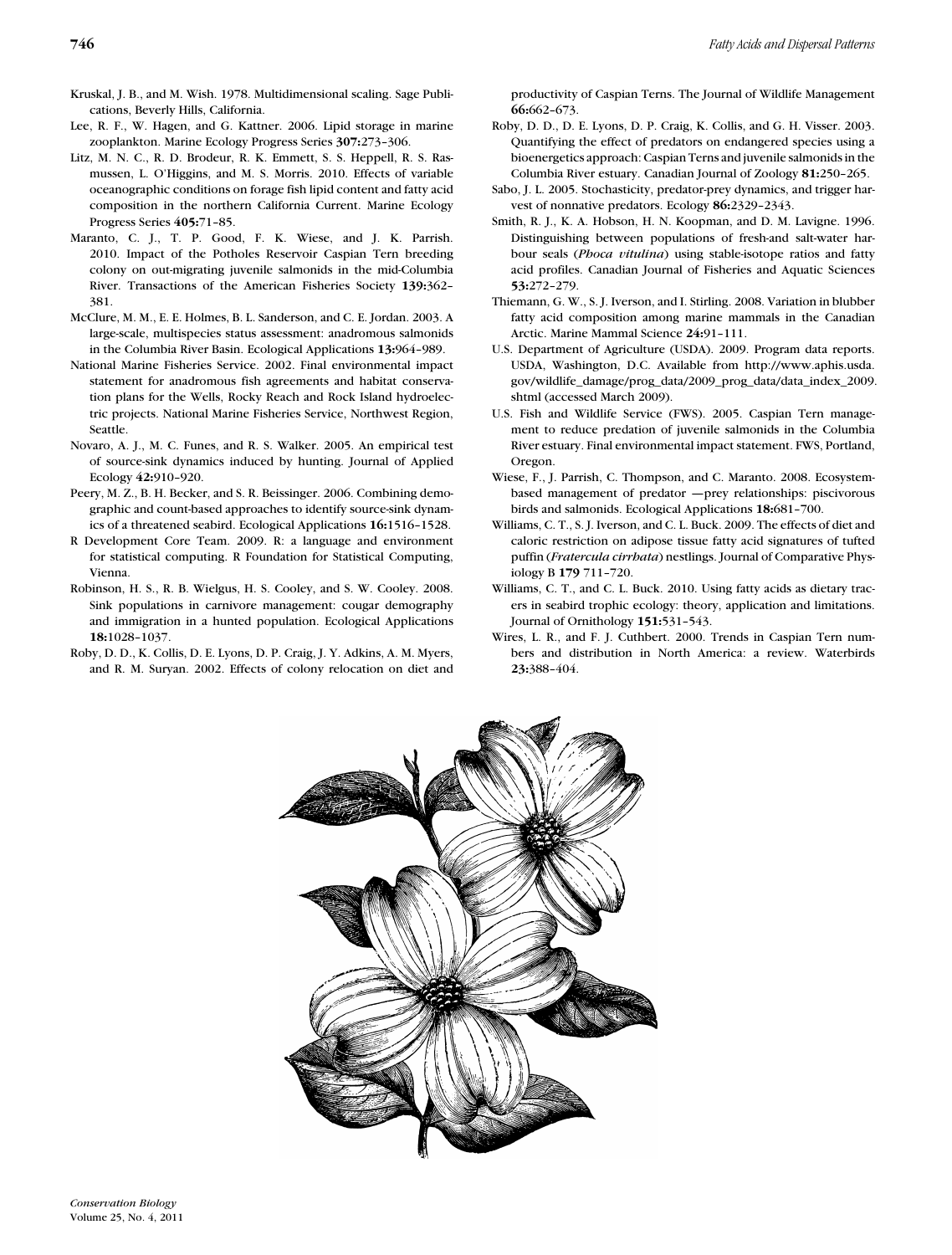Kruskal, J. B., and M. Wish. 1978. Multidimensional scaling. Sage Publications, Beverly Hills, California.

Lee, R. F., W. Hagen, and G. Kattner. 2006. Lipid storage in marine zooplankton. Marine Ecology Progress Series **307:**273–306.

Litz, M. N. C., R. D. Brodeur, R. K. Emmett, S. S. Heppell, R. S. Rasmussen, L. O'Higgins, and M. S. Morris. 2010. Effects of variable oceanographic conditions on forage fish lipid content and fatty acid composition in the northern California Current. Marine Ecology Progress Series **405:**71–85.

Maranto, C. J., T. P. Good, F. K. Wiese, and J. K. Parrish. 2010. Impact of the Potholes Reservoir Caspian Tern breeding colony on out-migrating juvenile salmonids in the mid-Columbia River. Transactions of the American Fisheries Society **139:**362–381.

McClure, M. M., E. E. Holmes, B. L. Sanderson, and C. E. Jordan. 2003. A large-scale, multispecies status assessment: anadromous salmonids in the Columbia River Basin. Ecological Applications **13:**964–989.

National Marine Fisheries Service. 2002. Final environmental impact statement for anadromous fish agreements and habitat conservation plans for the Wells, Rocky Reach and Rock Island hydroelectric projects. National Marine Fisheries Service, Northwest Region, Seattle.

Novaro, A. J., M. C. Funes, and R. S. Walker. 2005. An empirical test of source-sink dynamics induced by hunting. Journal of Applied Ecology **42:**910–920.

Peery, M. Z., B. H. Becker, and S. R. Beissinger. 2006. Combining demographic and count-based approaches to identify source-sink dynamics of a threatened seabird. Ecological Applications **16:**1516–1528.

R Development Core Team. 2009. R: a language and environment for statistical computing. R Foundation for Statistical Computing, Vienna.

Robinson, H. S., R. B. Wielgus, H. S. Cooley, and S. W. Cooley. 2008. Sink populations in carnivore management: cougar demography and immigration in a hunted population. Ecological Applications **18:**1028–1037.

Roby, D. D., K. Collis, D. E. Lyons, D. P. Craig, J. Y. Adkins, A. M. Myers, and R. M. Suryan. 2002. Effects of colony relocation on diet and productivity of Caspian Terns. The Journal of Wildlife Management **66:**662–673.

Roby, D. D., D. E. Lyons, D. P. Craig, K. Collis, and G. H. Visser. 2003. Quantifying the effect of predators on endangered species using a bioenergetics approach: Caspian Terns and juvenile salmonids in the Columbia River estuary. Canadian Journal of Zoology **81:**250–265.

Sabo, J. L. 2005. Stochasticity, predator-prey dynamics, and trigger harvest of nonnative predators. Ecology **86:**2329–2343.

Smith, R. J., K. A. Hobson, H. N. Koopman, and D. M. Lavigne. 1996. Distinguishing between populations of fresh-and salt-water harbour seals (*Phoca vitulina*) using stable-isotope ratios and fatty acid profiles. Canadian Journal of Fisheries and Aquatic Sciences **53:**272–279.

Thiemann, G. W., S. J. Iverson, and I. Stirling. 2008. Variation in blubber fatty acid composition among marine mammals in the Canadian Arctic. Marine Mammal Science **24:**91–111.

U.S. Department of Agriculture (USDA). 2009. Program data reports. USDA, Washington, D.C. Available from http://www.aphis.usda.gov/wildlife_damage/prog_data/2009_prog_data/data_index_2009.shtml (accessed March 2009).

U.S. Fish and Wildlife Service (FWS). 2005. Caspian Tern management to reduce predation of juvenile salmonids in the Columbia River estuary. Final environmental impact statement. FWS, Portland, Oregon.

Wiese, F., J. Parrish, C. Thompson, and C. Maranto. 2008. Ecosystem-based management of predator —prey relationships: piscivorous birds and salmonids. Ecological Applications **18:**681–700.

Williams, C. T., S. J. Iverson, and C. L. Buck. 2009. The effects of diet and caloric restriction on adipose tissue fatty acid signatures of tufted puffin (*Fratercula cirrhata*) nestlings. Journal of Comparative Physiology B **179** 711–720.

Williams, C. T., and C. L. Buck. 2010. Using fatty acids as dietary tracers in seabird trophic ecology: theory, application and limitations. Journal of Ornithology **151:**531–543.

Wires, L. R., and F. J. Cuthbert. 2000. Trends in Caspian Tern numbers and distribution in North America: a review. Waterbirds **23:**388–404.